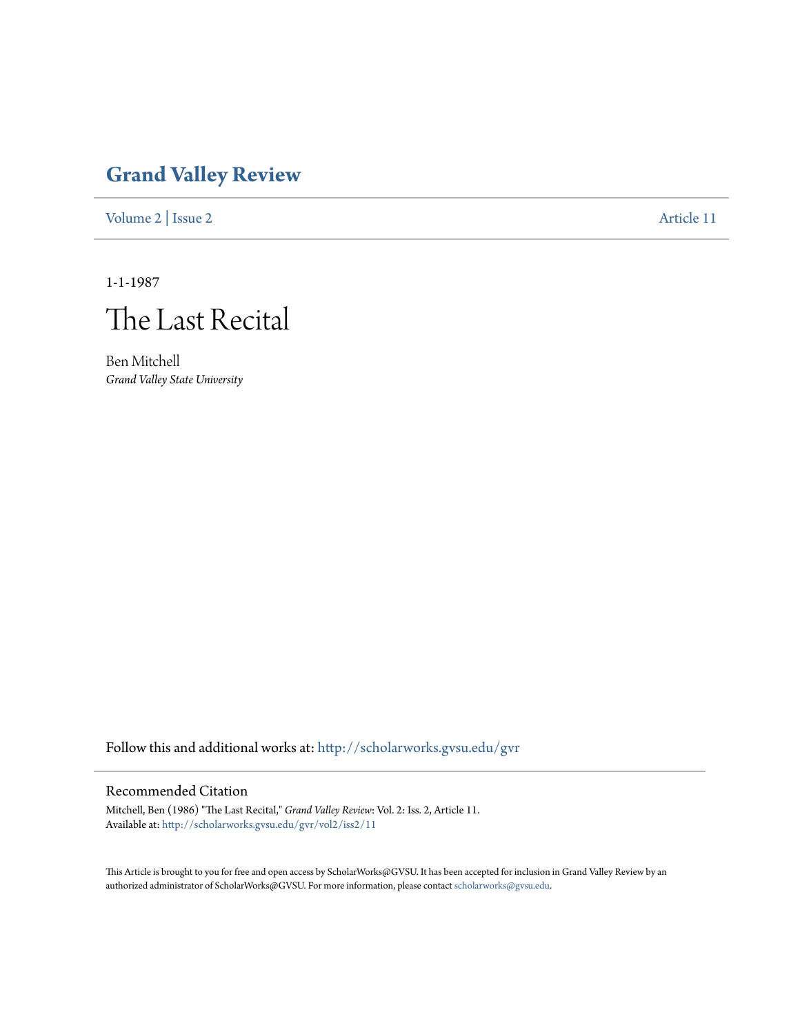# Grand Valley Review

Volume 2 | Issue 2 Article 11

1-1-1987

## The Last Recital

Ben Mitchell
*Grand Valley State University*

Follow this and additional works at: http://scholarworks.gvsu.edu/gvr

### Recommended Citation

Mitchell, Ben (1986) "The Last Recital," *Grand Valley Review*: Vol. 2: Iss. 2, Article 11.
Available at: http://scholarworks.gvsu.edu/gvr/vol2/iss2/11

This Article is brought to you for free and open access by ScholarWorks@GVSU. It has been accepted for inclusion in Grand Valley Review by an authorized administrator of ScholarWorks@GVSU. For more information, please contact scholarworks@gvsu.edu.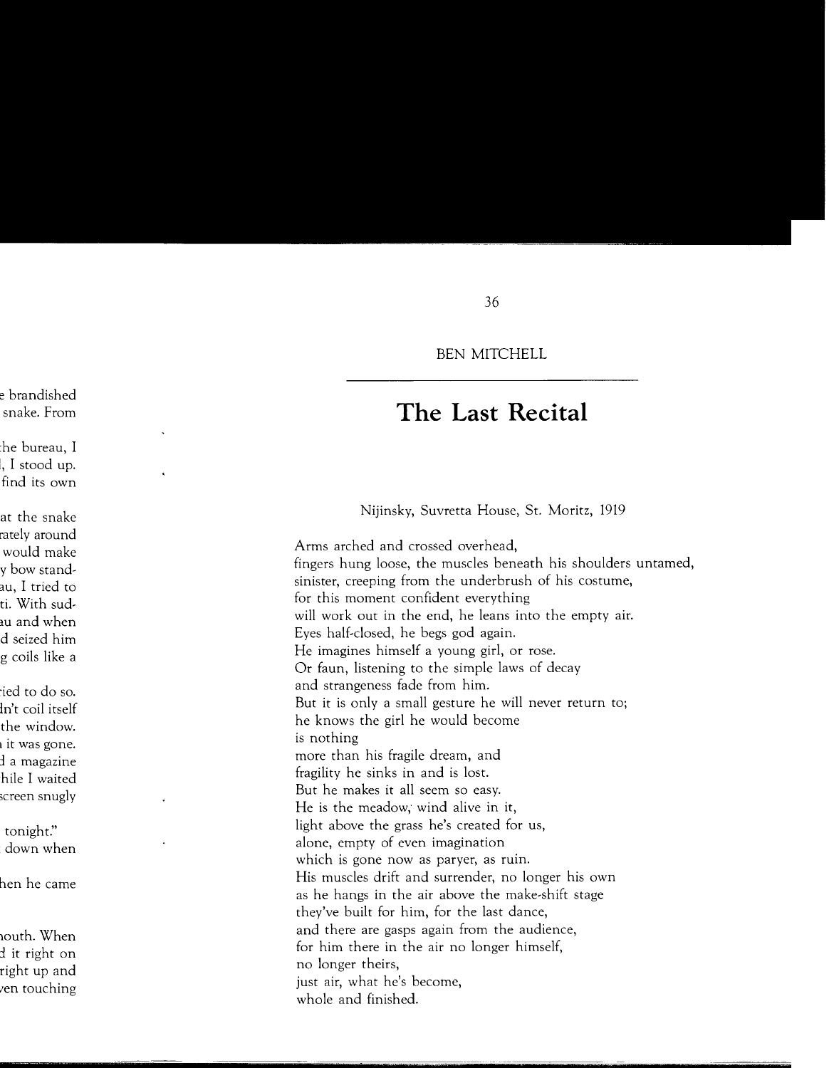BEN MITCHELL

# The Last Recital

Nijinsky, Suvretta House, St. Moritz, 1919

Arms arched and crossed overhead,  
fingers hung loose, the muscles beneath his shoulders untamed,  
sinister, creeping from the underbrush of his costume,  
for this moment confident everything  
will work out in the end, he leans into the empty air.  
Eyes half-closed, he begs god again.  
He imagines himself a young girl, or rose.  
Or faun, listening to the simple laws of decay  
and strangeness fade from him.  
But it is only a small gesture he will never return to;  
he knows the girl he would become  
is nothing  
more than his fragile dream, and  
fragility he sinks in and is lost.  
But he makes it all seem so easy.  
He is the meadow, wind alive in it,  
light above the grass he's created for us,  
alone, empty of even imagination  
which is gone now as paryer, as ruin.  
His muscles drift and surrender, no longer his own  
as he hangs in the air above the make-shift stage  
they've built for him, for the last dance,  
and there are gasps again from the audience,  
for him there in the air no longer himself,  
no longer theirs,  
just air, what he's become,  
whole and finished.